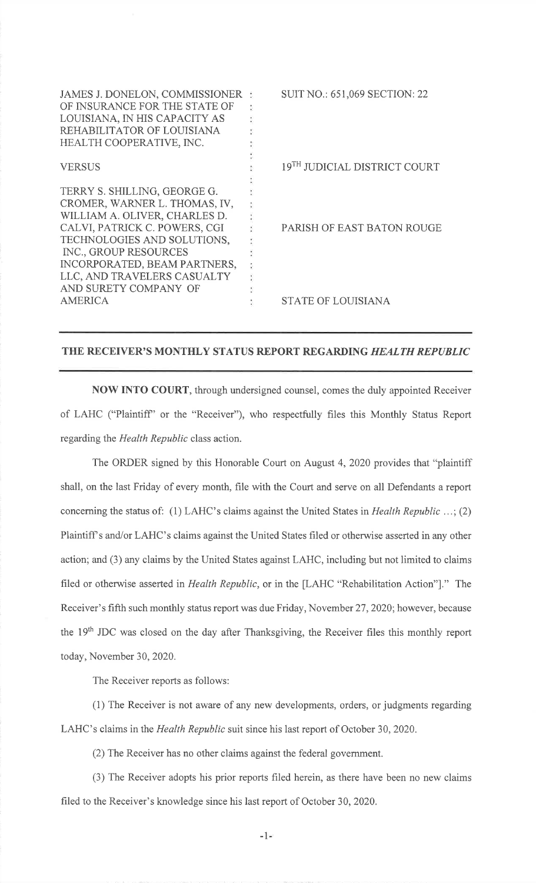| | | |
|---|---|---|
| JAMES J. DONELON, COMMISSIONER OF INSURANCE FOR THE STATE OF LOUISIANA, IN HIS CAPACITY AS REHABILITATOR OF LOUISIANA HEALTH COOPERATIVE, INC. | : | SUIT NO.: 651,069 SECTION: 22 |
| VERSUS | : | 19TH JUDICIAL DISTRICT COURT |
| TERRY S. SHILLING, GEORGE G. CROMER, WARNER L. THOMAS, IV, WILLIAM A. OLIVER, CHARLES D. CALVI, PATRICK C. POWERS, CGI TECHNOLOGIES AND SOLUTIONS, INC., GROUP RESOURCES INCORPORATED, BEAM PARTNERS, LLC, AND TRAVELERS CASUALTY AND SURETY COMPANY OF AMERICA | : | PARISH OF EAST BATON ROUGE |
| | : | STATE OF LOUISIANA |

## THE RECEIVER'S MONTHLY STATUS REPORT REGARDING *HEALTH REPUBLIC*

**NOW INTO COURT**, through undersigned counsel, comes the duly appointed Receiver of LAHC ("Plaintiff" or the "Receiver"), who respectfully files this Monthly Status Report regarding the *Health Republic* class action.

The ORDER signed by this Honorable Court on August 4, 2020 provides that "plaintiff shall, on the last Friday of every month, file with the Court and serve on all Defendants a report concerning the status of: (1) LAHC's claims against the United States in *Health Republic* ...; (2) Plaintiff's and/or LAHC's claims against the United States filed or otherwise asserted in any other action; and (3) any claims by the United States against LAHC, including but not limited to claims filed or otherwise asserted in *Health Republic*, or in the [LAHC "Rehabilitation Action"]." The Receiver's fifth such monthly status report was due Friday, November 27, 2020; however, because the 19th JDC was closed on the day after Thanksgiving, the Receiver files this monthly report today, November 30, 2020.

The Receiver reports as follows:

(1) The Receiver is not aware of any new developments, orders, or judgments regarding LAHC's claims in the *Health Republic* suit since his last report of October 30, 2020.

(2) The Receiver has no other claims against the federal government.

(3) The Receiver adopts his prior reports filed herein, as there have been no new claims filed to the Receiver's knowledge since his last report of October 30, 2020.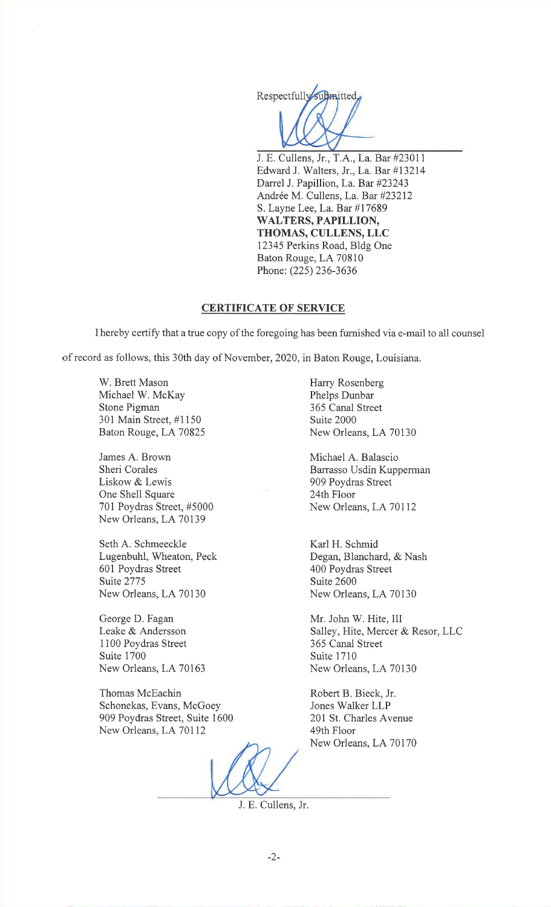Respectfully submitted,

J. E. Cullens, Jr., T.A., La. Bar #23011
Edward J. Walters, Jr., La. Bar #13214
Darrel J. Papillion, La. Bar #23243
Andrée M. Cullens, La. Bar #23212
S. Layne Lee, La. Bar #17689
**WALTERS, PAPILLION, THOMAS, CULLENS, LLC**
12345 Perkins Road, Bldg One
Baton Rouge, LA 70810
Phone: (225) 236-3636

**CERTIFICATE OF SERVICE**

I hereby certify that a true copy of the foregoing has been furnished via e-mail to all counsel of record as follows, this 30th day of November, 2020, in Baton Rouge, Louisiana.

W. Brett Mason
Michael W. McKay
Stone Pigman
301 Main Street, #1150
Baton Rouge, LA 70825

Harry Rosenberg
Phelps Dunbar
365 Canal Street
Suite 2000
New Orleans, LA 70130

James A. Brown
Sheri Corales
Liskow & Lewis
One Shell Square
701 Poydras Street, #5000
New Orleans, LA 70139

Michael A. Balascio
Barrasso Usdin Kupperman
909 Poydras Street
24th Floor
New Orleans, LA 70112

Seth A. Schmeeckle
Lugenbuhl, Wheaton, Peck
601 Poydras Street
Suite 2775
New Orleans, LA 70130

Karl H. Schmid
Degan, Blanchard, & Nash
400 Poydras Street
Suite 2600
New Orleans, LA 70130

George D. Fagan
Leake & Andersson
1100 Poydras Street
Suite 1700
New Orleans, LA 70163

Mr. John W. Hite, III
Salley, Hite, Mercer & Resor, LLC
365 Canal Street
Suite 1710
New Orleans, LA 70130

Thomas McEachin
Schonekas, Evans, McGoey
909 Poydras Street, Suite 1600
New Orleans, LA 70112

Robert B. Bieck, Jr.
Jones Walker LLP
201 St. Charles Avenue
49th Floor
New Orleans, LA 70170

J. E. Cullens, Jr.